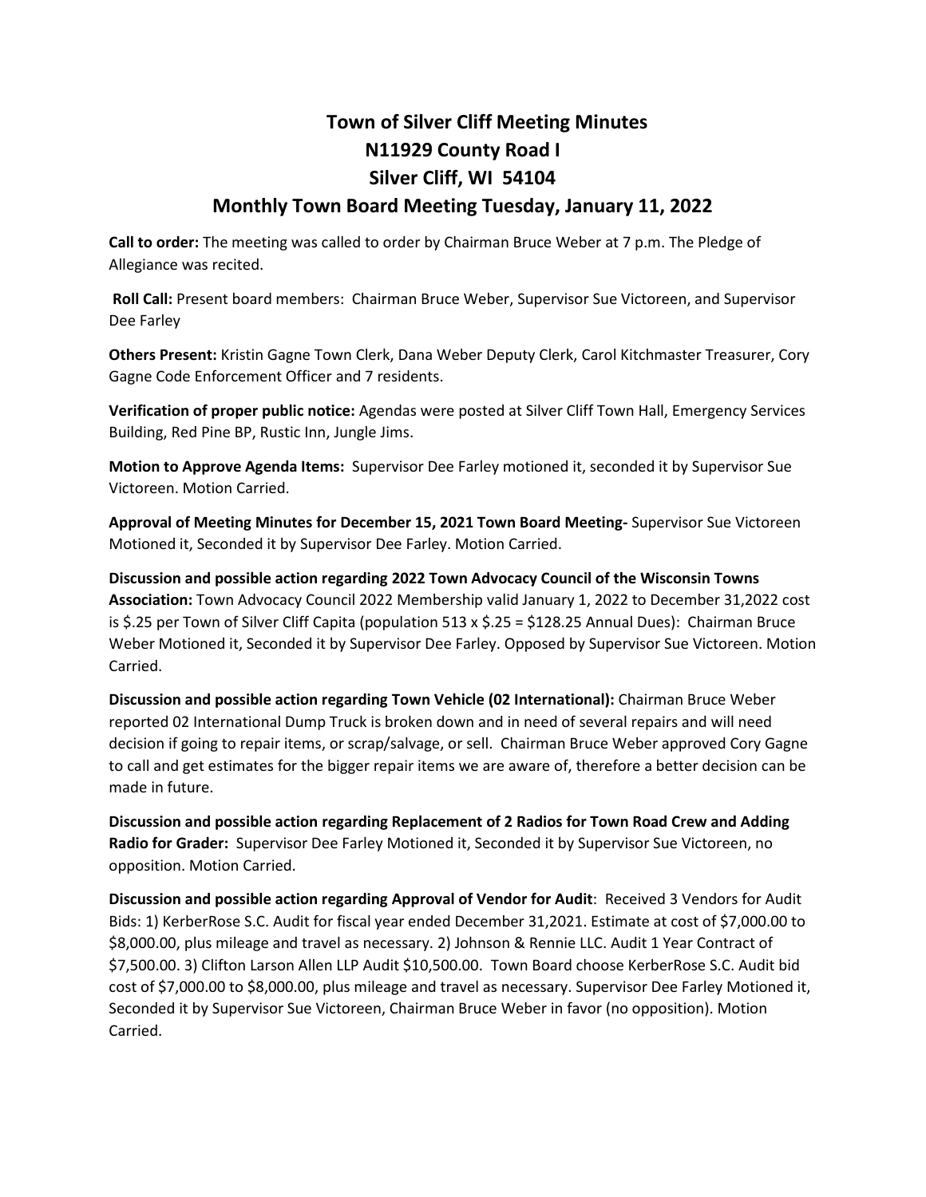# Town of Silver Cliff Meeting Minutes
## N11929 County Road I
## Silver Cliff, WI 54104
## Monthly Town Board Meeting Tuesday, January 11, 2022

**Call to order:** The meeting was called to order by Chairman Bruce Weber at 7 p.m. The Pledge of Allegiance was recited.

**Roll Call:** Present board members: Chairman Bruce Weber, Supervisor Sue Victoreen, and Supervisor Dee Farley

**Others Present:** Kristin Gagne Town Clerk, Dana Weber Deputy Clerk, Carol Kitchmaster Treasurer, Cory Gagne Code Enforcement Officer and 7 residents.

**Verification of proper public notice:** Agendas were posted at Silver Cliff Town Hall, Emergency Services Building, Red Pine BP, Rustic Inn, Jungle Jims.

**Motion to Approve Agenda Items:** Supervisor Dee Farley motioned it, seconded it by Supervisor Sue Victoreen. Motion Carried.

**Approval of Meeting Minutes for December 15, 2021 Town Board Meeting-** Supervisor Sue Victoreen Motioned it, Seconded it by Supervisor Dee Farley. Motion Carried.

**Discussion and possible action regarding 2022 Town Advocacy Council of the Wisconsin Towns Association:** Town Advocacy Council 2022 Membership valid January 1, 2022 to December 31,2022 cost is $.25 per Town of Silver Cliff Capita (population 513 x $.25 = $128.25 Annual Dues): Chairman Bruce Weber Motioned it, Seconded it by Supervisor Dee Farley. Opposed by Supervisor Sue Victoreen. Motion Carried.

**Discussion and possible action regarding Town Vehicle (02 International):** Chairman Bruce Weber reported 02 International Dump Truck is broken down and in need of several repairs and will need decision if going to repair items, or scrap/salvage, or sell. Chairman Bruce Weber approved Cory Gagne to call and get estimates for the bigger repair items we are aware of, therefore a better decision can be made in future.

**Discussion and possible action regarding Replacement of 2 Radios for Town Road Crew and Adding Radio for Grader:** Supervisor Dee Farley Motioned it, Seconded it by Supervisor Sue Victoreen, no opposition. Motion Carried.

**Discussion and possible action regarding Approval of Vendor for Audit**: Received 3 Vendors for Audit Bids: 1) KerberRose S.C. Audit for fiscal year ended December 31,2021. Estimate at cost of $7,000.00 to $8,000.00, plus mileage and travel as necessary. 2) Johnson & Rennie LLC. Audit 1 Year Contract of $7,500.00. 3) Clifton Larson Allen LLP Audit $10,500.00. Town Board choose KerberRose S.C. Audit bid cost of $7,000.00 to $8,000.00, plus mileage and travel as necessary. Supervisor Dee Farley Motioned it, Seconded it by Supervisor Sue Victoreen, Chairman Bruce Weber in favor (no opposition). Motion Carried.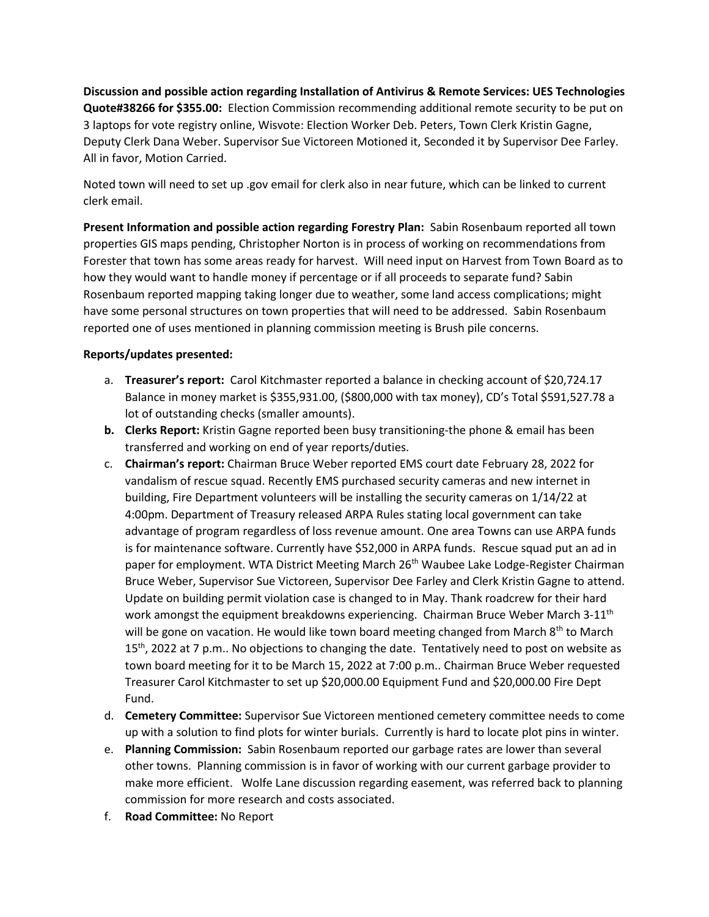**Discussion and possible action regarding Installation of Antivirus & Remote Services: UES Technologies Quote#38266 for $355.00:** Election Commission recommending additional remote security to be put on 3 laptops for vote registry online, Wisvote: Election Worker Deb. Peters, Town Clerk Kristin Gagne, Deputy Clerk Dana Weber. Supervisor Sue Victoreen Motioned it, Seconded it by Supervisor Dee Farley. All in favor, Motion Carried.

Noted town will need to set up .gov email for clerk also in near future, which can be linked to current clerk email.

**Present Information and possible action regarding Forestry Plan:** Sabin Rosenbaum reported all town properties GIS maps pending, Christopher Norton is in process of working on recommendations from Forester that town has some areas ready for harvest. Will need input on Harvest from Town Board as to how they would want to handle money if percentage or if all proceeds to separate fund? Sabin Rosenbaum reported mapping taking longer due to weather, some land access complications; might have some personal structures on town properties that will need to be addressed. Sabin Rosenbaum reported one of uses mentioned in planning commission meeting is Brush pile concerns.

**Reports/updates presented:**

a. **Treasurer's report:** Carol Kitchmaster reported a balance in checking account of $20,724.17 Balance in money market is $355,931.00, ($800,000 with tax money), CD's Total $591,527.78 a lot of outstanding checks (smaller amounts).

b. **Clerks Report:** Kristin Gagne reported been busy transitioning-the phone & email has been transferred and working on end of year reports/duties.

c. **Chairman's report:** Chairman Bruce Weber reported EMS court date February 28, 2022 for vandalism of rescue squad. Recently EMS purchased security cameras and new internet in building, Fire Department volunteers will be installing the security cameras on 1/14/22 at 4:00pm. Department of Treasury released ARPA Rules stating local government can take advantage of program regardless of loss revenue amount. One area Towns can use ARPA funds is for maintenance software. Currently have $52,000 in ARPA funds. Rescue squad put an ad in paper for employment. WTA District Meeting March 26th Waubee Lake Lodge-Register Chairman Bruce Weber, Supervisor Sue Victoreen, Supervisor Dee Farley and Clerk Kristin Gagne to attend. Update on building permit violation case is changed to in May. Thank roadcrew for their hard work amongst the equipment breakdowns experiencing. Chairman Bruce Weber March 3-11th will be gone on vacation. He would like town board meeting changed from March 8th to March 15th, 2022 at 7 p.m.. No objections to changing the date. Tentatively need to post on website as town board meeting for it to be March 15, 2022 at 7:00 p.m.. Chairman Bruce Weber requested Treasurer Carol Kitchmaster to set up $20,000.00 Equipment Fund and $20,000.00 Fire Dept Fund.

d. **Cemetery Committee:** Supervisor Sue Victoreen mentioned cemetery committee needs to come up with a solution to find plots for winter burials. Currently is hard to locate plot pins in winter.

e. **Planning Commission:** Sabin Rosenbaum reported our garbage rates are lower than several other towns. Planning commission is in favor of working with our current garbage provider to make more efficient. Wolfe Lane discussion regarding easement, was referred back to planning commission for more research and costs associated.

f. **Road Committee:** No Report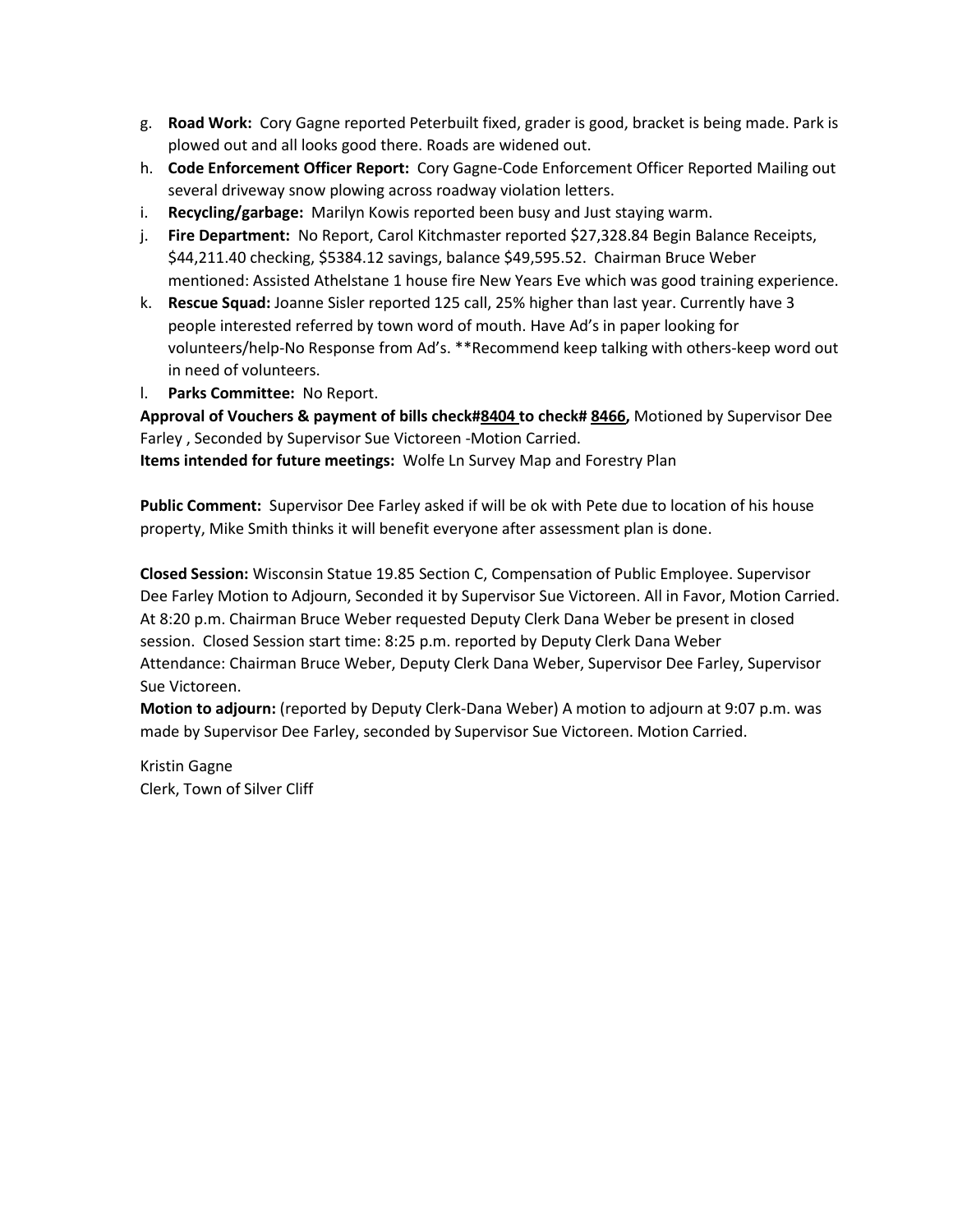g. **Road Work:** Cory Gagne reported Peterbuilt fixed, grader is good, bracket is being made. Park is plowed out and all looks good there. Roads are widened out.
h. **Code Enforcement Officer Report:** Cory Gagne-Code Enforcement Officer Reported Mailing out several driveway snow plowing across roadway violation letters.
i. **Recycling/garbage:** Marilyn Kowis reported been busy and Just staying warm.
j. **Fire Department:** No Report, Carol Kitchmaster reported $27,328.84 Begin Balance Receipts, $44,211.40 checking, $5384.12 savings, balance $49,595.52. Chairman Bruce Weber mentioned: Assisted Athelstane 1 house fire New Years Eve which was good training experience.
k. **Rescue Squad:** Joanne Sisler reported 125 call, 25% higher than last year. Currently have 3 people interested referred by town word of mouth. Have Ad's in paper looking for volunteers/help-No Response from Ad's. **Recommend keep talking with others-keep word out in need of volunteers.
l. **Parks Committee:** No Report.

**Approval of Vouchers & payment of bills check#8404 to check# 8466,** Motioned by Supervisor Dee Farley , Seconded by Supervisor Sue Victoreen -Motion Carried.
**Items intended for future meetings:** Wolfe Ln Survey Map and Forestry Plan

**Public Comment:** Supervisor Dee Farley asked if will be ok with Pete due to location of his house property, Mike Smith thinks it will benefit everyone after assessment plan is done.

**Closed Session:** Wisconsin Statue 19.85 Section C, Compensation of Public Employee. Supervisor Dee Farley Motion to Adjourn, Seconded it by Supervisor Sue Victoreen. All in Favor, Motion Carried. At 8:20 p.m. Chairman Bruce Weber requested Deputy Clerk Dana Weber be present in closed session. Closed Session start time: 8:25 p.m. reported by Deputy Clerk Dana Weber
Attendance: Chairman Bruce Weber, Deputy Clerk Dana Weber, Supervisor Dee Farley, Supervisor Sue Victoreen.
**Motion to adjourn:** (reported by Deputy Clerk-Dana Weber) A motion to adjourn at 9:07 p.m. was made by Supervisor Dee Farley, seconded by Supervisor Sue Victoreen. Motion Carried.

Kristin Gagne
Clerk, Town of Silver Cliff